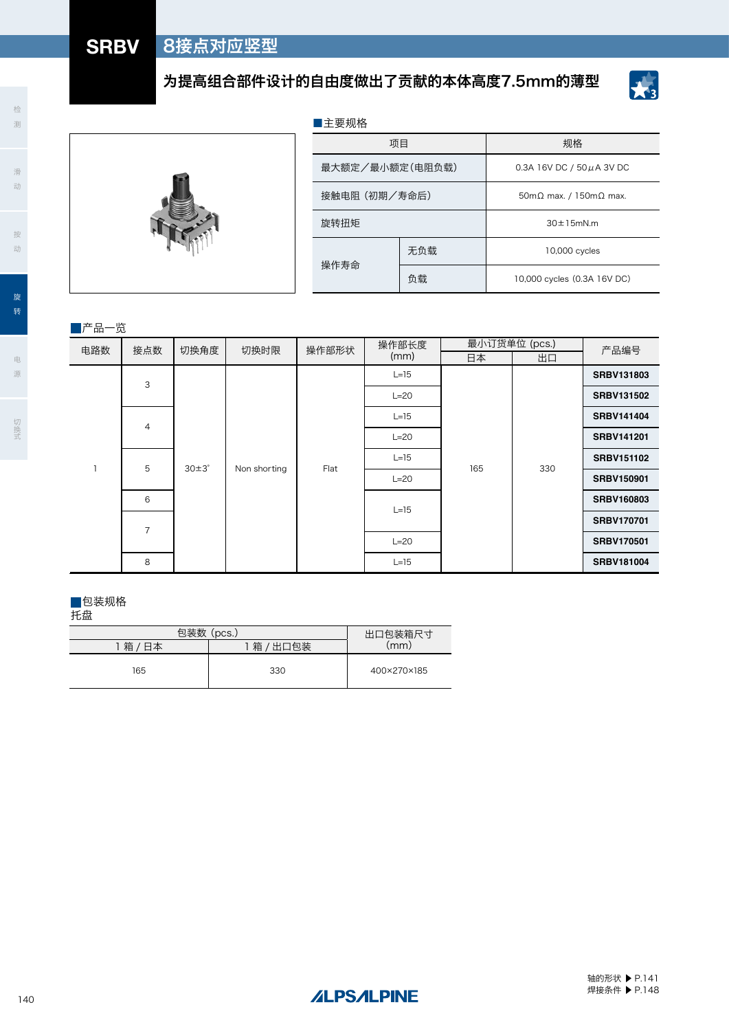# SRBV 8接点对应竖型

## 为提高组合部件设计的自由度做出了贡献的本体高度7.5mm的薄型

### ■主要规格

| 项目 | | 规格 |
|---|---|---|
| 最大额定／最小额定(电阻负载) | | 0.3A 16V DC / 50μA 3V DC |
| 接触电阻（初期／寿命后） | | 50mΩ max. / 150mΩ max. |
| 旋转扭矩 | | 30±15mN.m |
| 操作寿命 | 无负载 | 10,000 cycles |
| | 负载 | 10,000 cycles (0.3A 16V DC) |

### ■产品一览

| 电路数 | 接点数 | 切换角度 | 切换时限 | 操作部形状 | 操作部长度 (mm) | 最小订货单位 (pcs.) | | 产品编号 |
|---|---|---|---|---|---|---|---|---|
| | | | | | | 日本 | 出口 | |
| 1 | 3 | 30±3° | Non shorting | Flat | L=15 | 165 | 330 | **SRBV131803** |
| | | | | | L=20 | | | **SRBV131502** |
| | 4 | | | | L=15 | | | **SRBV141404** |
| | | | | | L=20 | | | **SRBV141201** |
| | 5 | | | | L=15 | | | **SRBV151102** |
| | | | | | L=20 | | | **SRBV150901** |
| | 6 | | | | L=15 | | | **SRBV160803** |
| | 7 | | | | | | | **SRBV170701** |
| | | | | | L=20 | | | **SRBV170501** |
| | 8 | | | | L=15 | | | **SRBV181004** |

### ■包装规格

托盘

| 包装数（pcs.） | | 出口包装箱尺寸 (mm) |
|---|---|---|
| 1 箱 / 日本 | 1 箱 / 出口包装 | |
| 165 | 330 | 400×270×185 |

轴的形状 ▶ P.141
焊接条件 ▶ P.148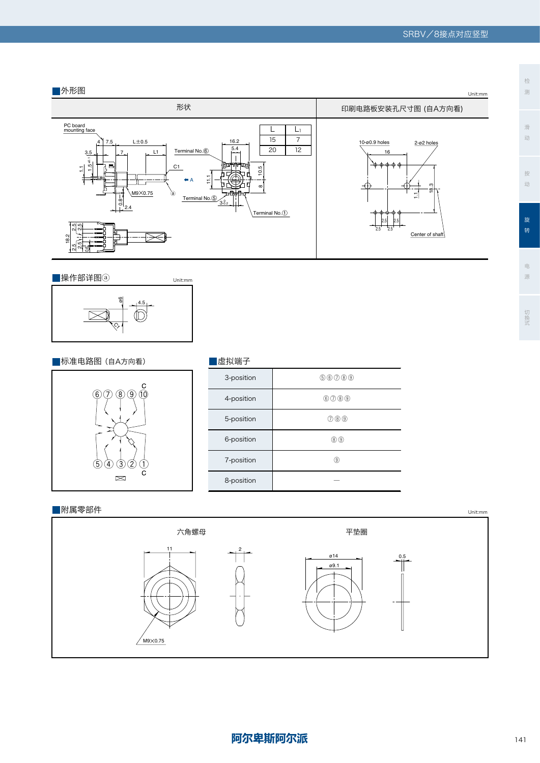## 外形图

Unit:mm

| 形状 | 印刷电路板安装孔尺寸图 (自A方向看) |
|---|---|
| | |

| L | L1 |
|---|---|
| 15 | 7 |
| 20 | 12 |

## 操作部详图ⓐ

Unit:mm

## 标准电路图（自A方向看）

## 虚拟端子

| | |
|---|---|
| 3-position | ⑤⑥⑦⑧⑨ |
| 4-position | ⑥⑦⑧⑨ |
| 5-position | ⑦⑧⑨ |
| 6-position | ⑧⑨ |
| 7-position | ⑨ |
| 8-position | — |

## 附属零部件

Unit:mm

六角螺母

平垫圈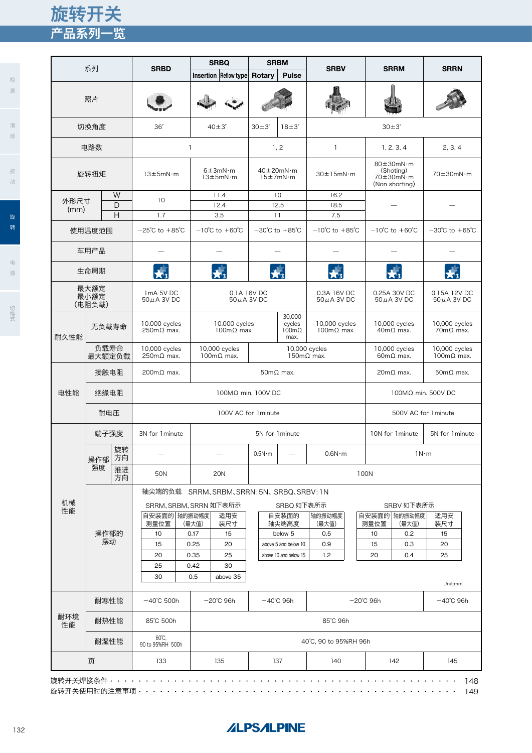# 旋转开关

## 产品系列一览

| 系列 | | | SRBD | SRBQ Insertion | SRBQ Reflow type | SRBM Rotary | SRBM Pulse | SRBV | SRRM | SRRN |
|---|---|---|---|---|---|---|---|---|---|---|
| 照片 | | | | | | | | | | |
| 切换角度 | | | 36° | 40±3° | | 30±3° | 18±3° | 30±3° | | |
| 电路数 | | | 1 | | | 1, 2 | | 1 | 1, 2, 3, 4 | 2, 3, 4 |
| 旋转扭矩 | | | 13±5mN·m | 6±3mN·m 13±5mN·m | | 40±20mN·m 15±7mN·m | | 30±15mN·m | 80±30mN·m (Shoting) 70±30mN·m (Non shorting) | 70±30mN·m |
| 外形尺寸 (mm) | W | | 10 | 11.4 | | 10 | | 16.2 | — | — |
| | D | | | 12.4 | | 12.5 | | 18.5 | | |
| | H | | 1.7 | 3.5 | | 11 | | 7.5 | | |
| 使用温度范围 | | | −25℃ to +85℃ | −10℃ to +60℃ | | −30℃ to +85℃ | | −10℃ to +85℃ | −10℃ to +60℃ | −30℃ to +65℃ |
| 车用产品 | | | — | — | | — | | — | — | — |
| 生命周期 | | | ★3 | ★3 | | ★3 | | ★3 | ★3 | ★3 |
| 最大额定 最小额定 (电阻负载) | | | 1mA 5V DC 50μA 3V DC | 0.1A 16V DC 50μA 3V DC | | | | 0.3A 16V DC 50μA 3V DC | 0.25A 30V DC 50μA 3V DC | 0.15A 12V DC 50μA 3V DC |
| 耐久性能 | 无负载寿命 | | 10,000 cycles 250mΩ max. | 10,000 cycles 100mΩ max. | | | 30,000 cycles 100mΩ max. | 10,000 cycles 100mΩ max. | 10,000 cycles 40mΩ max. | 10,000 cycles 70mΩ max. |
| | 负载寿命 最大额定负载 | | 10,000 cycles 250mΩ max. | 10,000 cycles 100mΩ max. | | 10,000 cycles 150mΩ max. | | | 10,000 cycles 60mΩ max. | 10,000 cycles 100mΩ max. |
| 电性能 | 接触电阻 | | 200mΩ max. | 50mΩ max. | | | | | 20mΩ max. | 50mΩ max. |
| | 绝缘电阻 | | 100MΩ min. 100V DC | | | | | | 100MΩ min. 500V DC | |
| | 耐电压 | | 100V AC for 1minute | | | | | | 500V AC for 1minute | |
| 机械性能 | 端子强度 | | 3N for 1minute | 5N for 1minute | | | | | 10N for 1minute | 5N for 1minute |
| | 操作部强度 | 旋转方向 | — | — | | 0.5N·m | — | 0.6N·m | 1N·m | |
| | | 推进方向 | 50N | 20N | | 100N | | | | |
| | 操作部的摆动 | | 见下方说明 | | | | | | | |
| 耐环境性能 | 耐寒性能 | | −40℃ 500h | −20℃ 96h | | −40℃ 96h | | −20℃ 96h | | −40℃ 96h |
| | 耐热性能 | | 85℃ 500h | 85℃ 96h | | | | | | |
| | 耐湿性能 | | 60℃, 90 to 95%RH 500h | 40℃, 90 to 95%RH 96h | | | | | | |
| 页 | | | 133 | 135 | | 137 | | 140 | 142 | 145 |

操作部的摆动：

轴尖端的负载　SRRM、SRBM、SRRN：5N、SRBQ、SRBV：1N

SRRM、SRBM、SRRN 如下表所示

| 自安装面的测量位置 | 轴的振动幅度(最大值) | 适用安装尺寸 |
|---|---|---|
| 10 | 0.17 | 15 |
| 15 | 0.25 | 20 |
| 20 | 0.35 | 25 |
| 25 | 0.42 | 30 |
| 30 | 0.5 | above 35 |

SRBQ 如下表所示

| 自安装面的轴尖端高度 | 轴的振动幅度(最大值) |
|---|---|
| below 5 | 0.5 |
| above 5 and below 10 | 0.9 |
| above 10 and below 15 | 1.2 |

SRBV 如下表所示

| 自安装面的测量位置 | 轴的振动幅度(最大值) | 适用安装尺寸 |
|---|---|---|
| 10 | 0.2 | 15 |
| 15 | 0.3 | 20 |
| 20 | 0.4 | 25 |

Unit:mm

旋转开关焊接条件 · · · · · · · · · · · · · · · · · · · · · · · · · · · · · · · · · · · · · · · · · · · · · · 148

旋转开关使用时的注意事项 · · · · · · · · · · · · · · · · · · · · · · · · · · · · · · · · · · · · · · · · · 149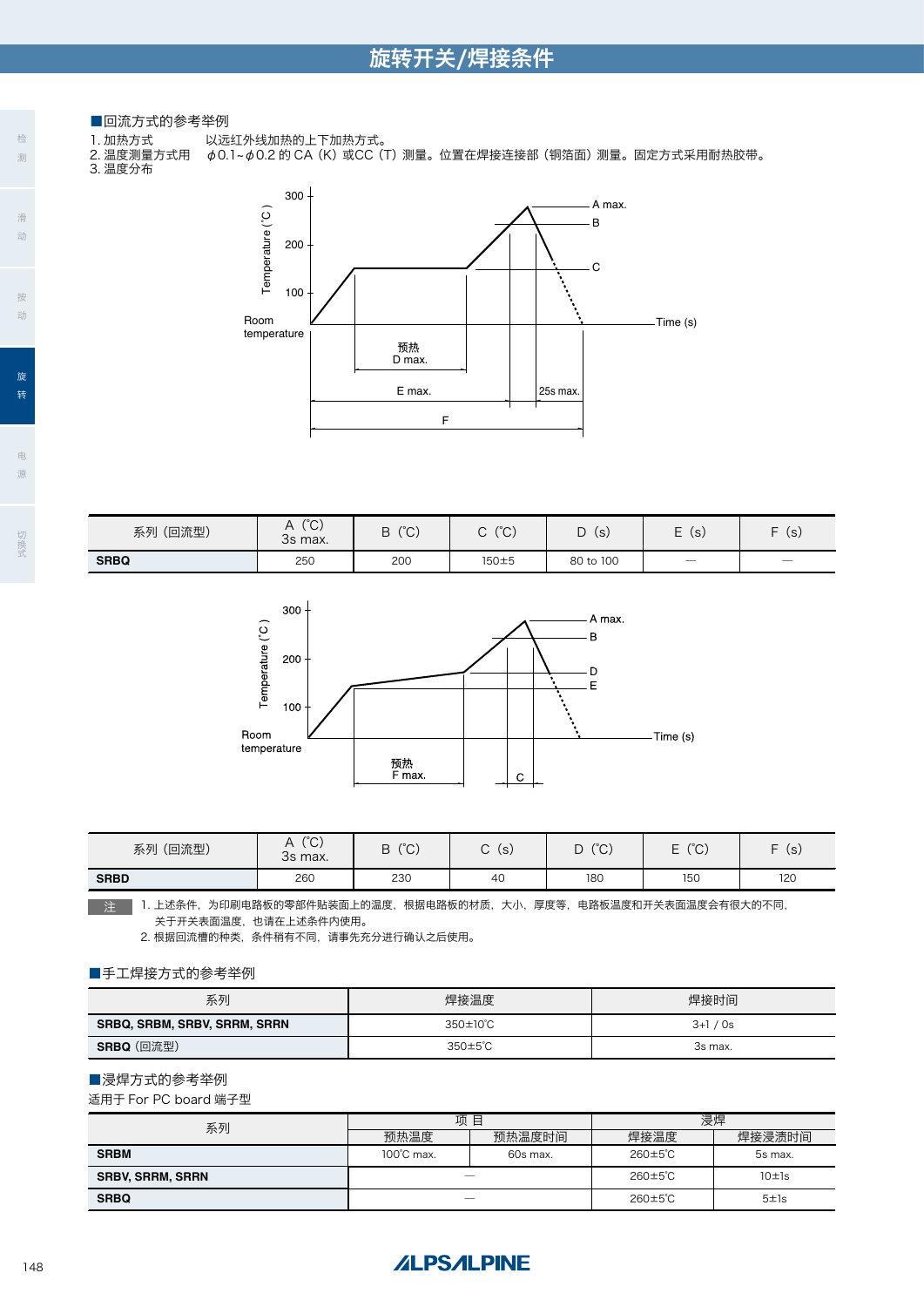# 旋转开关/焊接条件

■回流方式的参考举例

1. 加热方式　　　以远红外线加热的上下加热方式。
2. 温度测量方式用　ϕ0.1~ϕ0.2 的 CA（K）或CC（T）测量。位置在焊接连接部（铜箔面）测量。固定方式采用耐热胶带。
3. 温度分布

300
200
100
Temperature (˚C)
Room temperature
A max.
B
C
Time (s)
预热
D max.
E max.
25s max.
F

| 系列（回流型） | A（℃）3s max. | B（℃） | C（℃） | D（s） | E（s） | F（s） |
|---|---|---|---|---|---|---|
| **SRBQ** | 250 | 200 | 150±5 | 80 to 100 | — | — |

300
200
100
Temperature (˚C)
Room temperature
A max.
B
D
E
Time (s)
预热
F max.
C

| 系列（回流型） | A（℃）3s max. | B（℃） | C（s） | D（℃） | E（℃） | F（s） |
|---|---|---|---|---|---|---|
| **SRBD** | 260 | 230 | 40 | 180 | 150 | 120 |

注　1. 上述条件，为印刷电路板的零部件贴装面上的温度，根据电路板的材质，大小，厚度等，电路板温度和开关表面温度会有很大的不同，关于开关表面温度，也请在上述条件内使用。

2. 根据回流槽的种类，条件稍有不同，请事先充分进行确认之后使用。

■手工焊接方式的参考举例

| 系列 | 焊接温度 | 焊接时间 |
|---|---|---|
| **SRBQ, SRBM, SRBV, SRRM, SRRN** | 350±10℃ | 3+1 / 0s |
| **SRBQ**（回流型） | 350±5℃ | 3s max. |

■浸焊方式的参考举例

适用于 For PC board 端子型

| 系列 | 项目 | | 浸焊 | |
|---|---|---|---|---|
| | 预热温度 | 预热温度时间 | 焊接温度 | 焊接浸渍时间 |
| **SRBM** | 100℃ max. | 60s max. | 260±5℃ | 5s max. |
| **SRBV, SRRM, SRRN** | — | | 260±5℃ | 10±1s |
| **SRBQ** | — | | 260±5℃ | 5±1s |